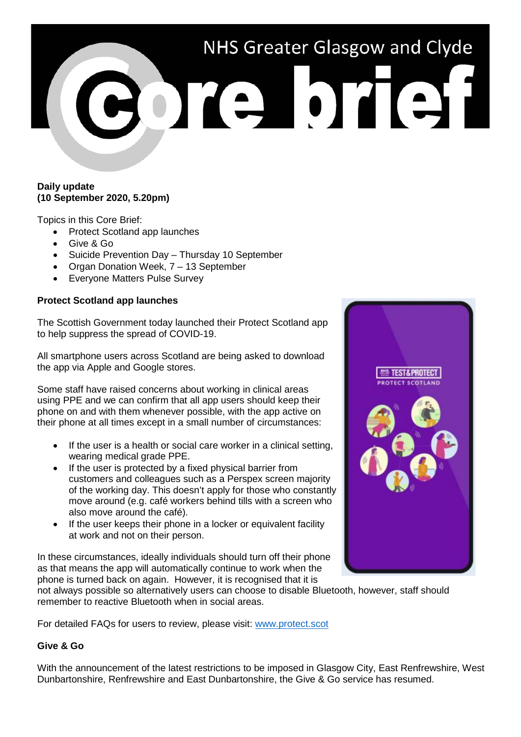# NHS Greater Glasgow and Clyde Core brief

**Daily update**
**(10 September 2020, 5.20pm)**

Topics in this Core Brief:

- Protect Scotland app launches
- Give & Go
- Suicide Prevention Day – Thursday 10 September
- Organ Donation Week, 7 – 13 September
- Everyone Matters Pulse Survey

**Protect Scotland app launches**

The Scottish Government today launched their Protect Scotland app to help suppress the spread of COVID-19.

All smartphone users across Scotland are being asked to download the app via Apple and Google stores.

Some staff have raised concerns about working in clinical areas using PPE and we can confirm that all app users should keep their phone on and with them whenever possible, with the app active on their phone at all times except in a small number of circumstances:

- If the user is a health or social care worker in a clinical setting, wearing medical grade PPE.
- If the user is protected by a fixed physical barrier from customers and colleagues such as a Perspex screen majority of the working day. This doesn't apply for those who constantly move around (e.g. café workers behind tills with a screen who also move around the café).
- If the user keeps their phone in a locker or equivalent facility at work and not on their person.

In these circumstances, ideally individuals should turn off their phone as that means the app will automatically continue to work when the phone is turned back on again. However, it is recognised that it is not always possible so alternatively users can choose to disable Bluetooth, however, staff should remember to reactive Bluetooth when in social areas.

For detailed FAQs for users to review, please visit: [www.protect.scot](www.protect.scot)

**Give & Go**

With the announcement of the latest restrictions to be imposed in Glasgow City, East Renfrewshire, West Dunbartonshire, Renfrewshire and East Dunbartonshire, the Give & Go service has resumed.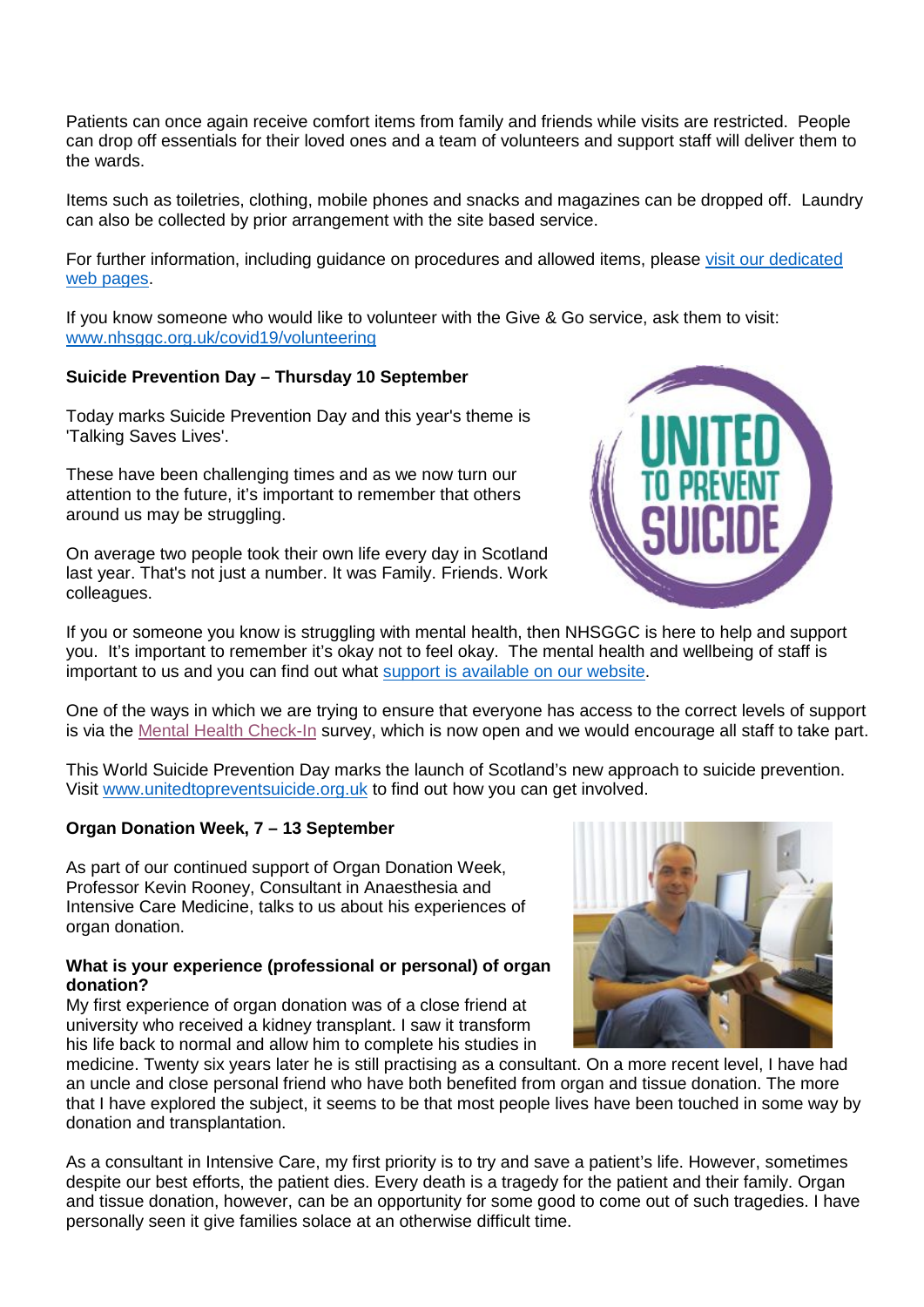Patients can once again receive comfort items from family and friends while visits are restricted. People can drop off essentials for their loved ones and a team of volunteers and support staff will deliver them to the wards.

Items such as toiletries, clothing, mobile phones and snacks and magazines can be dropped off. Laundry can also be collected by prior arrangement with the site based service.

For further information, including guidance on procedures and allowed items, please visit our dedicated web pages.

If you know someone who would like to volunteer with the Give & Go service, ask them to visit: www.nhsggc.org.uk/covid19/volunteering

**Suicide Prevention Day – Thursday 10 September**

Today marks Suicide Prevention Day and this year's theme is 'Talking Saves Lives'.

These have been challenging times and as we now turn our attention to the future, it's important to remember that others around us may be struggling.

On average two people took their own life every day in Scotland last year. That's not just a number. It was Family. Friends. Work colleagues.

If you or someone you know is struggling with mental health, then NHSGGC is here to help and support you. It's important to remember it's okay not to feel okay. The mental health and wellbeing of staff is important to us and you can find out what support is available on our website.

One of the ways in which we are trying to ensure that everyone has access to the correct levels of support is via the Mental Health Check-In survey, which is now open and we would encourage all staff to take part.

This World Suicide Prevention Day marks the launch of Scotland's new approach to suicide prevention. Visit www.unitedtopreventsuicide.org.uk to find out how you can get involved.

**Organ Donation Week, 7 – 13 September**

As part of our continued support of Organ Donation Week, Professor Kevin Rooney, Consultant in Anaesthesia and Intensive Care Medicine, talks to us about his experiences of organ donation.

**What is your experience (professional or personal) of organ donation?**

My first experience of organ donation was of a close friend at university who received a kidney transplant. I saw it transform his life back to normal and allow him to complete his studies in medicine. Twenty six years later he is still practising as a consultant. On a more recent level, I have had an uncle and close personal friend who have both benefited from organ and tissue donation. The more that I have explored the subject, it seems to be that most people lives have been touched in some way by donation and transplantation.

As a consultant in Intensive Care, my first priority is to try and save a patient's life. However, sometimes despite our best efforts, the patient dies. Every death is a tragedy for the patient and their family. Organ and tissue donation, however, can be an opportunity for some good to come out of such tragedies. I have personally seen it give families solace at an otherwise difficult time.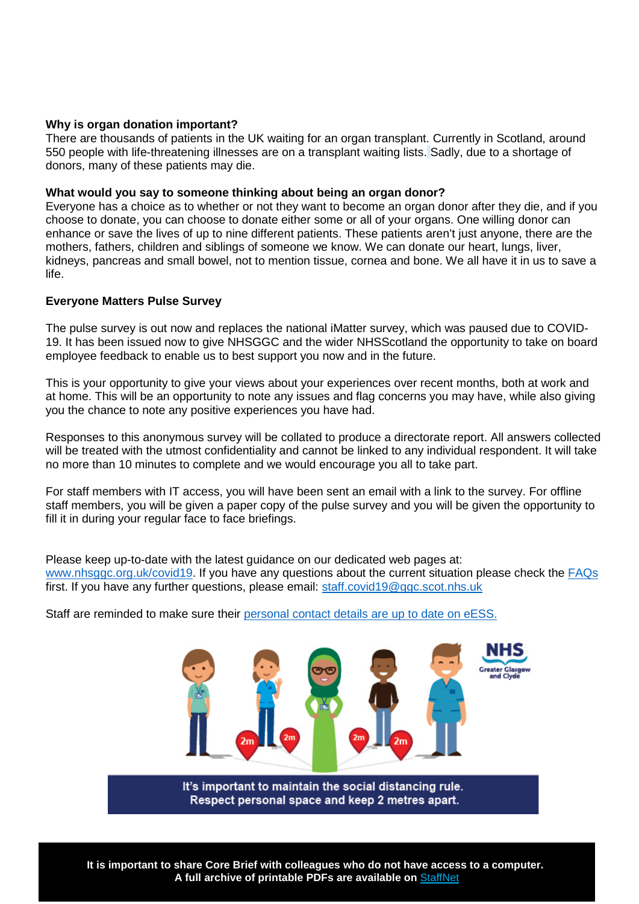**Why is organ donation important?**

There are thousands of patients in the UK waiting for an organ transplant. Currently in Scotland, around 550 people with life-threatening illnesses are on a transplant waiting lists. Sadly, due to a shortage of donors, many of these patients may die.

**What would you say to someone thinking about being an organ donor?**

Everyone has a choice as to whether or not they want to become an organ donor after they die, and if you choose to donate, you can choose to donate either some or all of your organs. One willing donor can enhance or save the lives of up to nine different patients. These patients aren't just anyone, there are the mothers, fathers, children and siblings of someone we know. We can donate our heart, lungs, liver, kidneys, pancreas and small bowel, not to mention tissue, cornea and bone. We all have it in us to save a life.

**Everyone Matters Pulse Survey**

The pulse survey is out now and replaces the national iMatter survey, which was paused due to COVID-19. It has been issued now to give NHSGGC and the wider NHSScotland the opportunity to take on board employee feedback to enable us to best support you now and in the future.

This is your opportunity to give your views about your experiences over recent months, both at work and at home. This will be an opportunity to note any issues and flag concerns you may have, while also giving you the chance to note any positive experiences you have had.

Responses to this anonymous survey will be collated to produce a directorate report. All answers collected will be treated with the utmost confidentiality and cannot be linked to any individual respondent. It will take no more than 10 minutes to complete and we would encourage you all to take part.

For staff members with IT access, you will have been sent an email with a link to the survey. For offline staff members, you will be given a paper copy of the pulse survey and you will be given the opportunity to fill it in during your regular face to face briefings.

Please keep up-to-date with the latest guidance on our dedicated web pages at: www.nhsggc.org.uk/covid19. If you have any questions about the current situation please check the FAQs first. If you have any further questions, please email: staff.covid19@ggc.scot.nhs.uk

Staff are reminded to make sure their personal contact details are up to date on eESS.

It's important to maintain the social distancing rule. Respect personal space and keep 2 metres apart.

**It is important to share Core Brief with colleagues who do not have access to a computer. A full archive of printable PDFs are available on StaffNet**